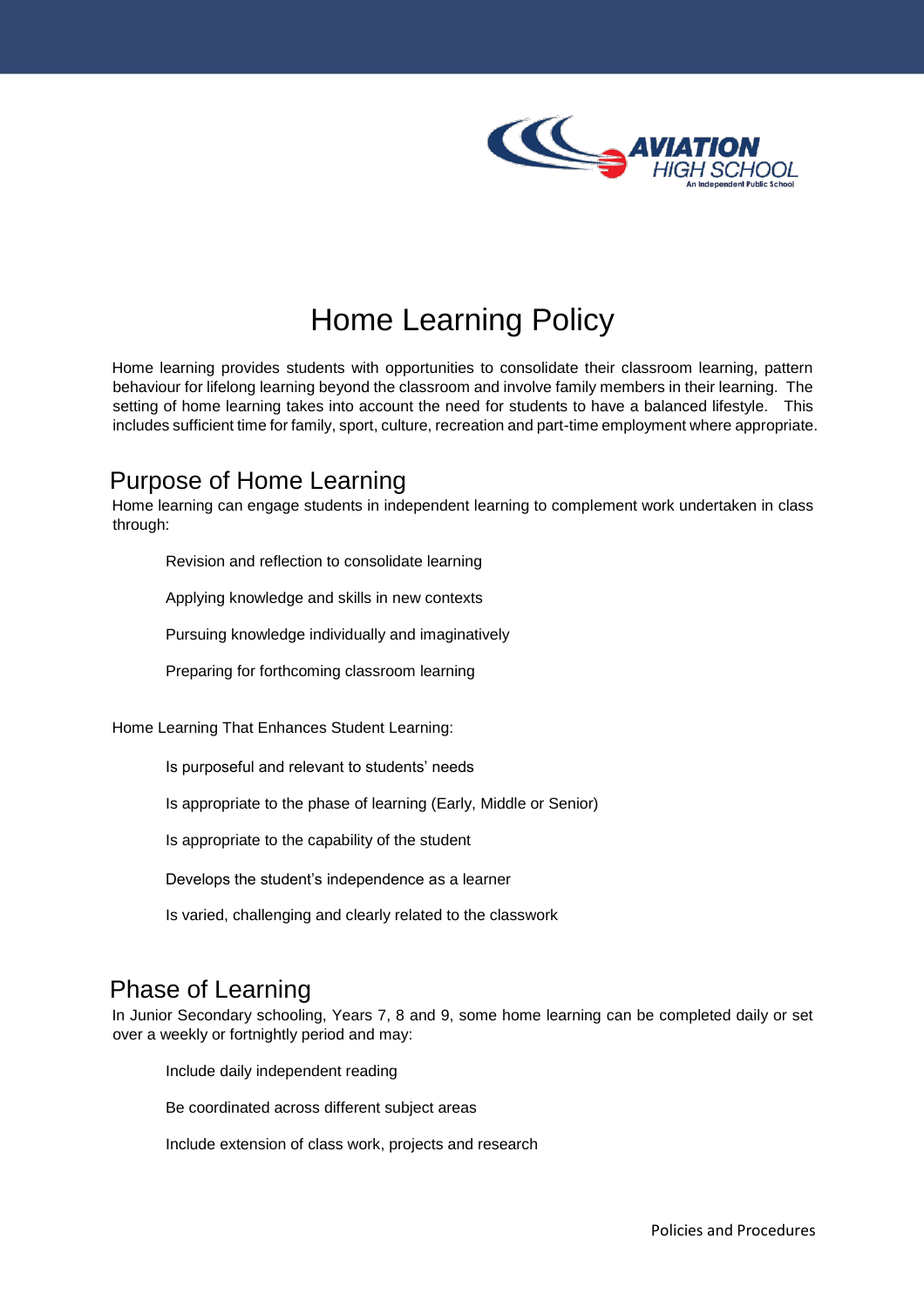# Home Learning Policy

Home learning provides students with opportunities to consolidate their classroom learning, pattern behaviour for lifelong learning beyond the classroom and involve family members in their learning. The setting of home learning takes into account the need for students to have a balanced lifestyle. This includes sufficient time for family, sport, culture, recreation and part-time employment where appropriate.

## Purpose of Home Learning

Home learning can engage students in independent learning to complement work undertaken in class through:

- Revision and reflection to consolidate learning
- Applying knowledge and skills in new contexts
- Pursuing knowledge individually and imaginatively
- Preparing for forthcoming classroom learning

Home Learning That Enhances Student Learning:

- Is purposeful and relevant to students' needs
- Is appropriate to the phase of learning (Early, Middle or Senior)
- Is appropriate to the capability of the student
- Develops the student's independence as a learner
- Is varied, challenging and clearly related to the classwork

## Phase of Learning

In Junior Secondary schooling, Years 7, 8 and 9, some home learning can be completed daily or set over a weekly or fortnightly period and may:

- Include daily independent reading
- Be coordinated across different subject areas
- Include extension of class work, projects and research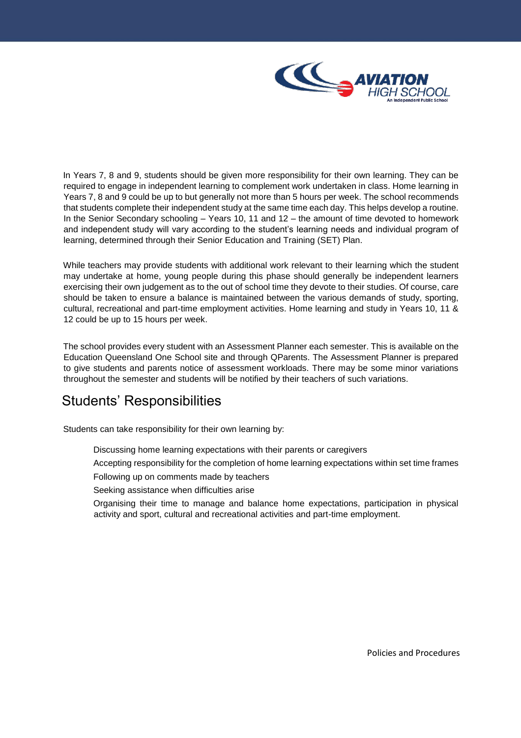In Years 7, 8 and 9, students should be given more responsibility for their own learning. They can be required to engage in independent learning to complement work undertaken in class. Home learning in Years 7, 8 and 9 could be up to but generally not more than 5 hours per week. The school recommends that students complete their independent study at the same time each day. This helps develop a routine. In the Senior Secondary schooling – Years 10, 11 and 12 – the amount of time devoted to homework and independent study will vary according to the student's learning needs and individual program of learning, determined through their Senior Education and Training (SET) Plan.

While teachers may provide students with additional work relevant to their learning which the student may undertake at home, young people during this phase should generally be independent learners exercising their own judgement as to the out of school time they devote to their studies. Of course, care should be taken to ensure a balance is maintained between the various demands of study, sporting, cultural, recreational and part-time employment activities. Home learning and study in Years 10, 11 & 12 could be up to 15 hours per week.

The school provides every student with an Assessment Planner each semester. This is available on the Education Queensland One School site and through QParents. The Assessment Planner is prepared to give students and parents notice of assessment workloads. There may be some minor variations throughout the semester and students will be notified by their teachers of such variations.

## Students' Responsibilities

Students can take responsibility for their own learning by:

- Discussing home learning expectations with their parents or caregivers
- Accepting responsibility for the completion of home learning expectations within set time frames
- Following up on comments made by teachers
- Seeking assistance when difficulties arise
- Organising their time to manage and balance home expectations, participation in physical activity and sport, cultural and recreational activities and part-time employment.